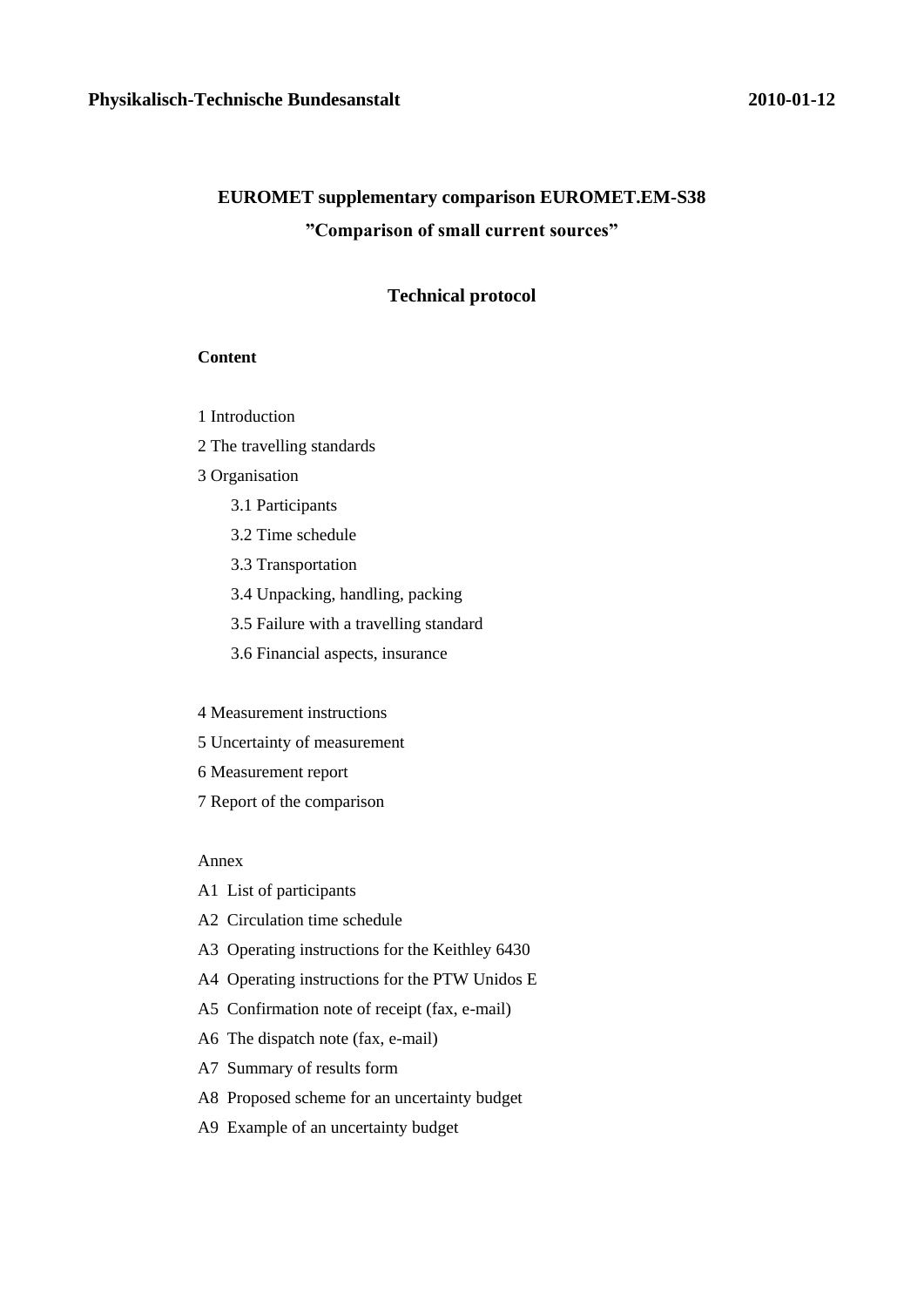**Physikalisch-Technische Bundesanstalt** **2010-01-12**

# EUROMET supplementary comparison EUROMET.EM-S38

## ”Comparison of small current sources”

## Technical protocol

**Content**

1 Introduction

2 The travelling standards

3 Organisation

- 3.1 Participants
- 3.2 Time schedule
- 3.3 Transportation
- 3.4 Unpacking, handling, packing
- 3.5 Failure with a travelling standard
- 3.6 Financial aspects, insurance

4 Measurement instructions

5 Uncertainty of measurement

6 Measurement report

7 Report of the comparison

Annex

A1 List of participants

A2 Circulation time schedule

A3 Operating instructions for the Keithley 6430

A4 Operating instructions for the PTW Unidos E

A5 Confirmation note of receipt (fax, e-mail)

A6 The dispatch note (fax, e-mail)

A7 Summary of results form

A8 Proposed scheme for an uncertainty budget

A9 Example of an uncertainty budget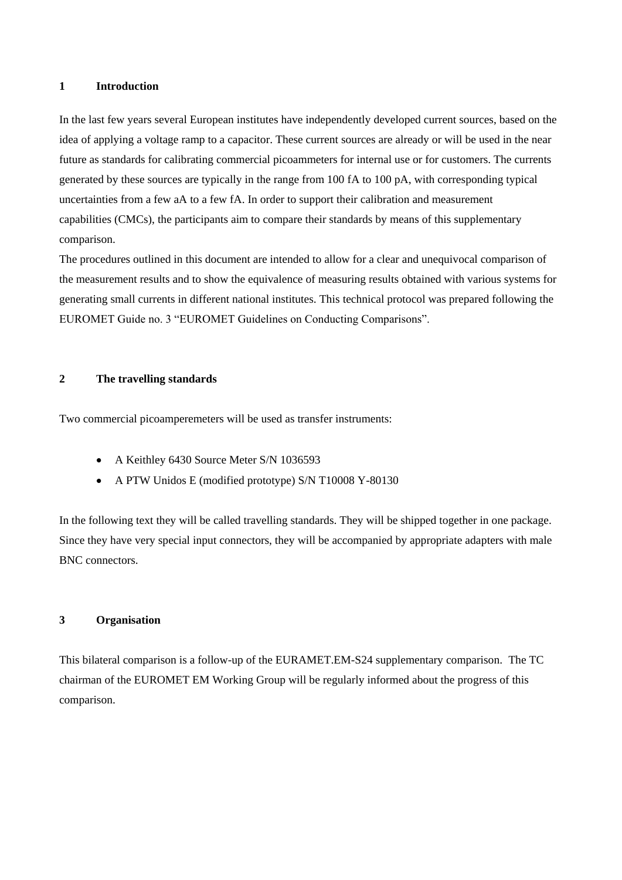## 1 Introduction

In the last few years several European institutes have independently developed current sources, based on the idea of applying a voltage ramp to a capacitor. These current sources are already or will be used in the near future as standards for calibrating commercial picoammeters for internal use or for customers. The currents generated by these sources are typically in the range from 100 fA to 100 pA, with corresponding typical uncertainties from a few aA to a few fA. In order to support their calibration and measurement capabilities (CMCs), the participants aim to compare their standards by means of this supplementary comparison.

The procedures outlined in this document are intended to allow for a clear and unequivocal comparison of the measurement results and to show the equivalence of measuring results obtained with various systems for generating small currents in different national institutes. This technical protocol was prepared following the EUROMET Guide no. 3 "EUROMET Guidelines on Conducting Comparisons".

## 2 The travelling standards

Two commercial picoamperemeters will be used as transfer instruments:

- A Keithley 6430 Source Meter S/N 1036593
- A PTW Unidos E (modified prototype) S/N T10008 Y-80130

In the following text they will be called travelling standards. They will be shipped together in one package. Since they have very special input connectors, they will be accompanied by appropriate adapters with male BNC connectors.

## 3 Organisation

This bilateral comparison is a follow-up of the EURAMET.EM-S24 supplementary comparison. The TC chairman of the EUROMET EM Working Group will be regularly informed about the progress of this comparison.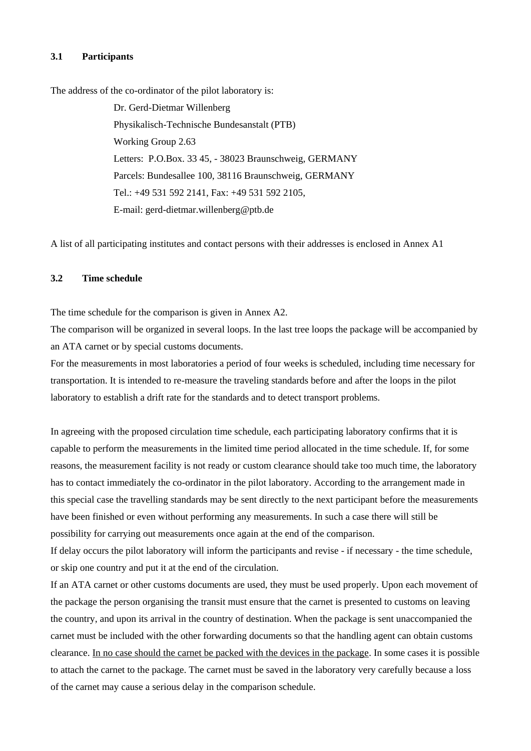### 3.1 Participants

The address of the co-ordinator of the pilot laboratory is:

Dr. Gerd-Dietmar Willenberg  
Physikalisch-Technische Bundesanstalt (PTB)  
Working Group 2.63  
Letters: P.O.Box. 33 45, - 38023 Braunschweig, GERMANY  
Parcels: Bundesallee 100, 38116 Braunschweig, GERMANY  
Tel.: +49 531 592 2141, Fax: +49 531 592 2105,  
E-mail: gerd-dietmar.willenberg@ptb.de

A list of all participating institutes and contact persons with their addresses is enclosed in Annex A1

### 3.2 Time schedule

The time schedule for the comparison is given in Annex A2.
The comparison will be organized in several loops. In the last tree loops the package will be accompanied by an ATA carnet or by special customs documents.
For the measurements in most laboratories a period of four weeks is scheduled, including time necessary for transportation. It is intended to re-measure the traveling standards before and after the loops in the pilot laboratory to establish a drift rate for the standards and to detect transport problems.

In agreeing with the proposed circulation time schedule, each participating laboratory confirms that it is capable to perform the measurements in the limited time period allocated in the time schedule. If, for some reasons, the measurement facility is not ready or custom clearance should take too much time, the laboratory has to contact immediately the co-ordinator in the pilot laboratory. According to the arrangement made in this special case the travelling standards may be sent directly to the next participant before the measurements have been finished or even without performing any measurements. In such a case there will still be possibility for carrying out measurements once again at the end of the comparison.
If delay occurs the pilot laboratory will inform the participants and revise - if necessary - the time schedule, or skip one country and put it at the end of the circulation.
If an ATA carnet or other customs documents are used, they must be used properly. Upon each movement of the package the person organising the transit must ensure that the carnet is presented to customs on leaving the country, and upon its arrival in the country of destination. When the package is sent unaccompanied the carnet must be included with the other forwarding documents so that the handling agent can obtain customs clearance. In no case should the carnet be packed with the devices in the package. In some cases it is possible to attach the carnet to the package. The carnet must be saved in the laboratory very carefully because a loss of the carnet may cause a serious delay in the comparison schedule.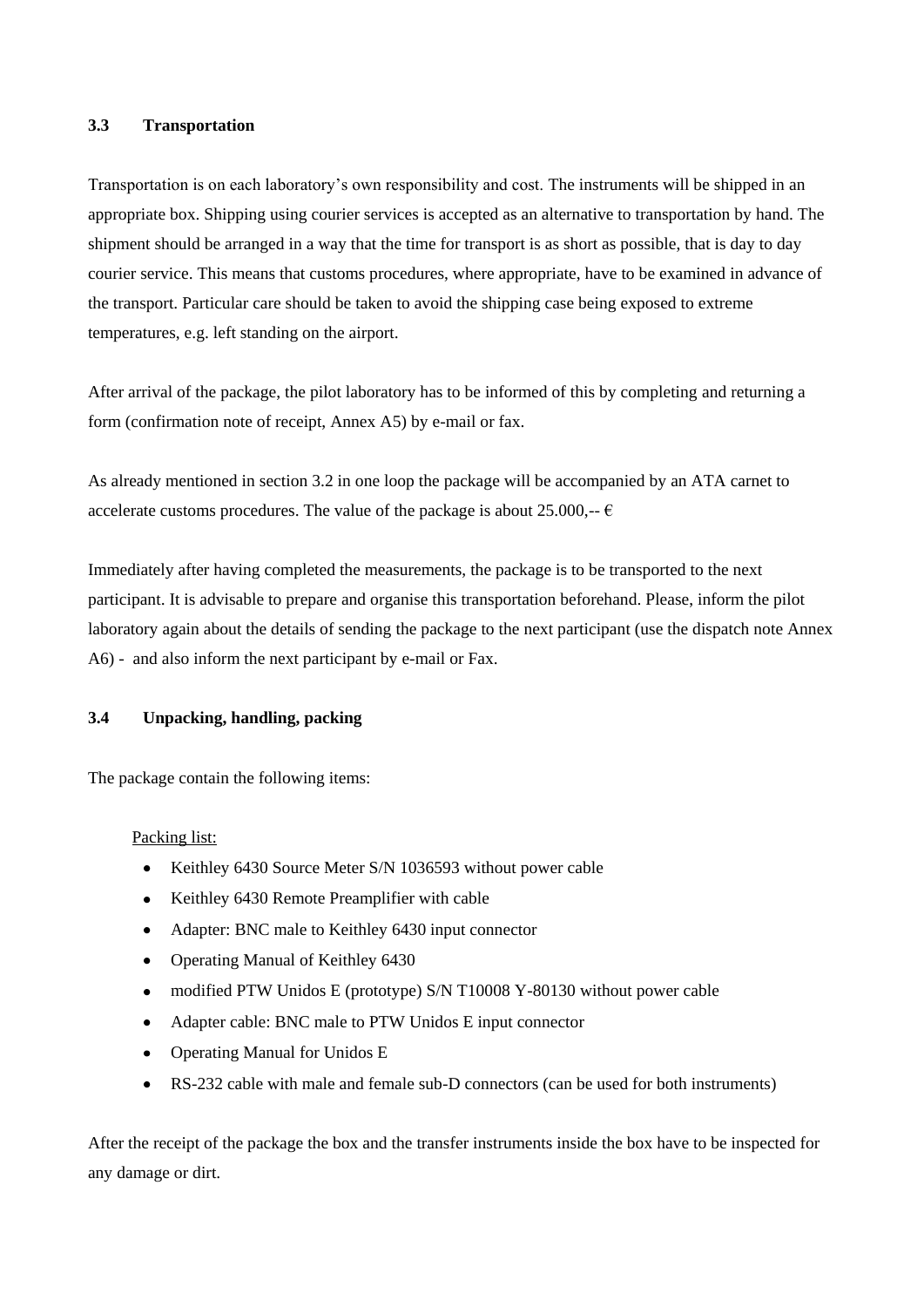### 3.3 Transportation

Transportation is on each laboratory's own responsibility and cost. The instruments will be shipped in an appropriate box. Shipping using courier services is accepted as an alternative to transportation by hand. The shipment should be arranged in a way that the time for transport is as short as possible, that is day to day courier service. This means that customs procedures, where appropriate, have to be examined in advance of the transport. Particular care should be taken to avoid the shipping case being exposed to extreme temperatures, e.g. left standing on the airport.

After arrival of the package, the pilot laboratory has to be informed of this by completing and returning a form (confirmation note of receipt, Annex A5) by e-mail or fax.

As already mentioned in section 3.2 in one loop the package will be accompanied by an ATA carnet to accelerate customs procedures. The value of the package is about 25.000,-- €

Immediately after having completed the measurements, the package is to be transported to the next participant. It is advisable to prepare and organise this transportation beforehand. Please, inform the pilot laboratory again about the details of sending the package to the next participant (use the dispatch note Annex A6) - and also inform the next participant by e-mail or Fax.

### 3.4 Unpacking, handling, packing

The package contain the following items:

Packing list:

- Keithley 6430 Source Meter S/N 1036593 without power cable
- Keithley 6430 Remote Preamplifier with cable
- Adapter: BNC male to Keithley 6430 input connector
- Operating Manual of Keithley 6430
- modified PTW Unidos E (prototype) S/N T10008 Y-80130 without power cable
- Adapter cable: BNC male to PTW Unidos E input connector
- Operating Manual for Unidos E
- RS-232 cable with male and female sub-D connectors (can be used for both instruments)

After the receipt of the package the box and the transfer instruments inside the box have to be inspected for any damage or dirt.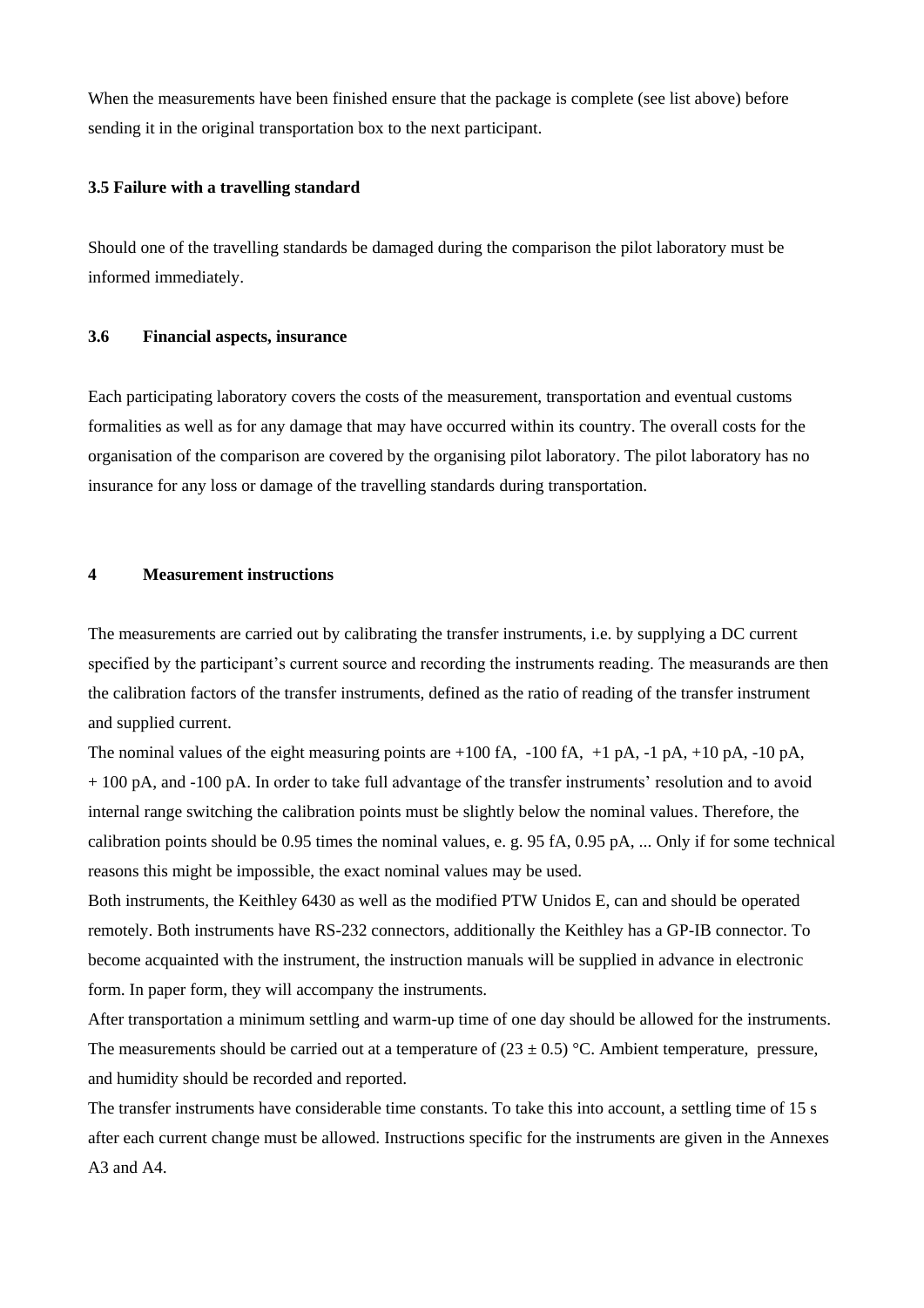When the measurements have been finished ensure that the package is complete (see list above) before sending it in the original transportation box to the next participant.

### 3.5 Failure with a travelling standard

Should one of the travelling standards be damaged during the comparison the pilot laboratory must be informed immediately.

### 3.6 Financial aspects, insurance

Each participating laboratory covers the costs of the measurement, transportation and eventual customs formalities as well as for any damage that may have occurred within its country. The overall costs for the organisation of the comparison are covered by the organising pilot laboratory. The pilot laboratory has no insurance for any loss or damage of the travelling standards during transportation.

## 4 Measurement instructions

The measurements are carried out by calibrating the transfer instruments, i.e. by supplying a DC current specified by the participant's current source and recording the instruments reading. The measurands are then the calibration factors of the transfer instruments, defined as the ratio of reading of the transfer instrument and supplied current.

The nominal values of the eight measuring points are +100 fA, -100 fA, +1 pA, -1 pA, +10 pA, -10 pA, + 100 pA, and -100 pA. In order to take full advantage of the transfer instruments' resolution and to avoid internal range switching the calibration points must be slightly below the nominal values. Therefore, the calibration points should be 0.95 times the nominal values, e. g. 95 fA, 0.95 pA, ... Only if for some technical reasons this might be impossible, the exact nominal values may be used.

Both instruments, the Keithley 6430 as well as the modified PTW Unidos E, can and should be operated remotely. Both instruments have RS-232 connectors, additionally the Keithley has a GP-IB connector. To become acquainted with the instrument, the instruction manuals will be supplied in advance in electronic form. In paper form, they will accompany the instruments.

After transportation a minimum settling and warm-up time of one day should be allowed for the instruments. The measurements should be carried out at a temperature of $(23 \pm 0.5)$ °C. Ambient temperature, pressure, and humidity should be recorded and reported.

The transfer instruments have considerable time constants. To take this into account, a settling time of 15 s after each current change must be allowed. Instructions specific for the instruments are given in the Annexes A3 and A4.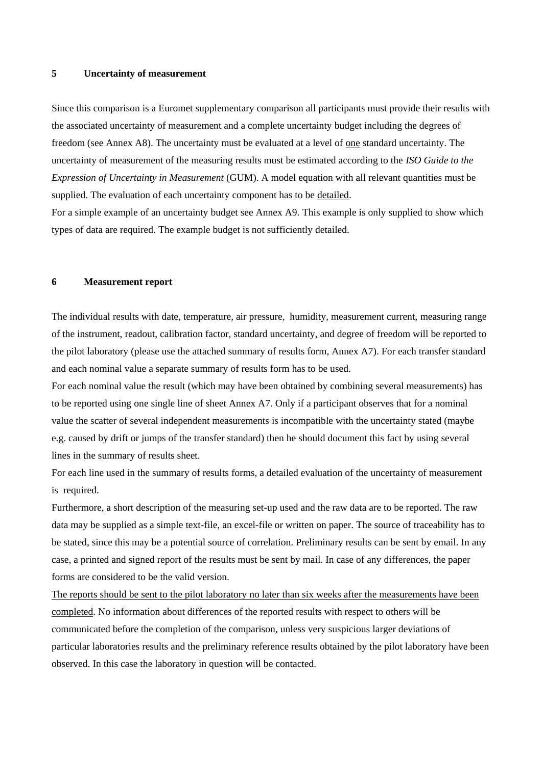## 5 Uncertainty of measurement

Since this comparison is a Euromet supplementary comparison all participants must provide their results with the associated uncertainty of measurement and a complete uncertainty budget including the degrees of freedom (see Annex A8). The uncertainty must be evaluated at a level of <u>one</u> standard uncertainty. The uncertainty of measurement of the measuring results must be estimated according to the *ISO Guide to the Expression of Uncertainty in Measurement* (GUM). A model equation with all relevant quantities must be supplied. The evaluation of each uncertainty component has to be <u>detailed</u>.

For a simple example of an uncertainty budget see Annex A9. This example is only supplied to show which types of data are required. The example budget is not sufficiently detailed.

## 6 Measurement report

The individual results with date, temperature, air pressure, humidity, measurement current, measuring range of the instrument, readout, calibration factor, standard uncertainty, and degree of freedom will be reported to the pilot laboratory (please use the attached summary of results form, Annex A7). For each transfer standard and each nominal value a separate summary of results form has to be used.

For each nominal value the result (which may have been obtained by combining several measurements) has to be reported using one single line of sheet Annex A7. Only if a participant observes that for a nominal value the scatter of several independent measurements is incompatible with the uncertainty stated (maybe e.g. caused by drift or jumps of the transfer standard) then he should document this fact by using several lines in the summary of results sheet.

For each line used in the summary of results forms, a detailed evaluation of the uncertainty of measurement is required.

Furthermore, a short description of the measuring set-up used and the raw data are to be reported. The raw data may be supplied as a simple text-file, an excel-file or written on paper. The source of traceability has to be stated, since this may be a potential source of correlation. Preliminary results can be sent by email. In any case, a printed and signed report of the results must be sent by mail. In case of any differences, the paper forms are considered to be the valid version.

<u>The reports should be sent to the pilot laboratory no later than six weeks after the measurements have been completed</u>. No information about differences of the reported results with respect to others will be communicated before the completion of the comparison, unless very suspicious larger deviations of particular laboratories results and the preliminary reference results obtained by the pilot laboratory have been observed. In this case the laboratory in question will be contacted.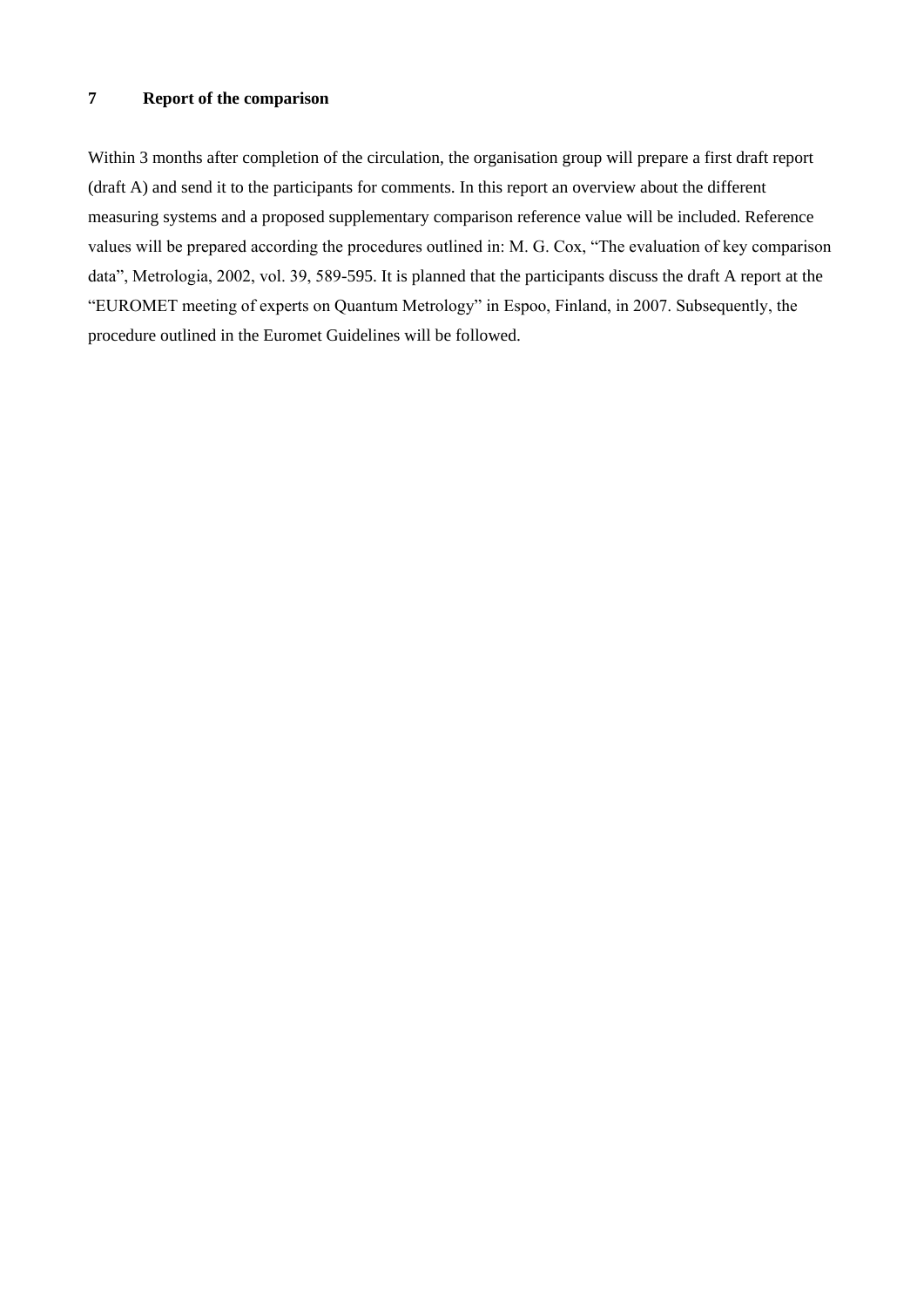## 7 Report of the comparison

Within 3 months after completion of the circulation, the organisation group will prepare a first draft report (draft A) and send it to the participants for comments. In this report an overview about the different measuring systems and a proposed supplementary comparison reference value will be included. Reference values will be prepared according the procedures outlined in: M. G. Cox, "The evaluation of key comparison data", Metrologia, 2002, vol. 39, 589-595. It is planned that the participants discuss the draft A report at the "EUROMET meeting of experts on Quantum Metrology" in Espoo, Finland, in 2007. Subsequently, the procedure outlined in the Euromet Guidelines will be followed.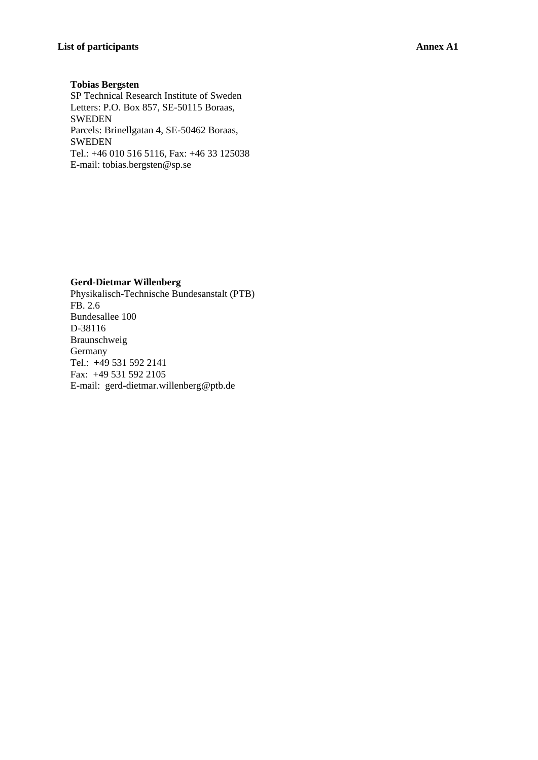**List of participants** **Annex A1**

**Tobias Bergsten**
SP Technical Research Institute of Sweden
Letters: P.O. Box 857, SE-50115 Boraas,
SWEDEN
Parcels: Brinellgatan 4, SE-50462 Boraas,
SWEDEN
Tel.: +46 010 516 5116, Fax: +46 33 125038
E-mail: tobias.bergsten@sp.se

**Gerd-Dietmar Willenberg**
Physikalisch-Technische Bundesanstalt (PTB)
FB. 2.6
Bundesallee 100
D-38116
Braunschweig
Germany
Tel.: +49 531 592 2141
Fax: +49 531 592 2105
E-mail: gerd-dietmar.willenberg@ptb.de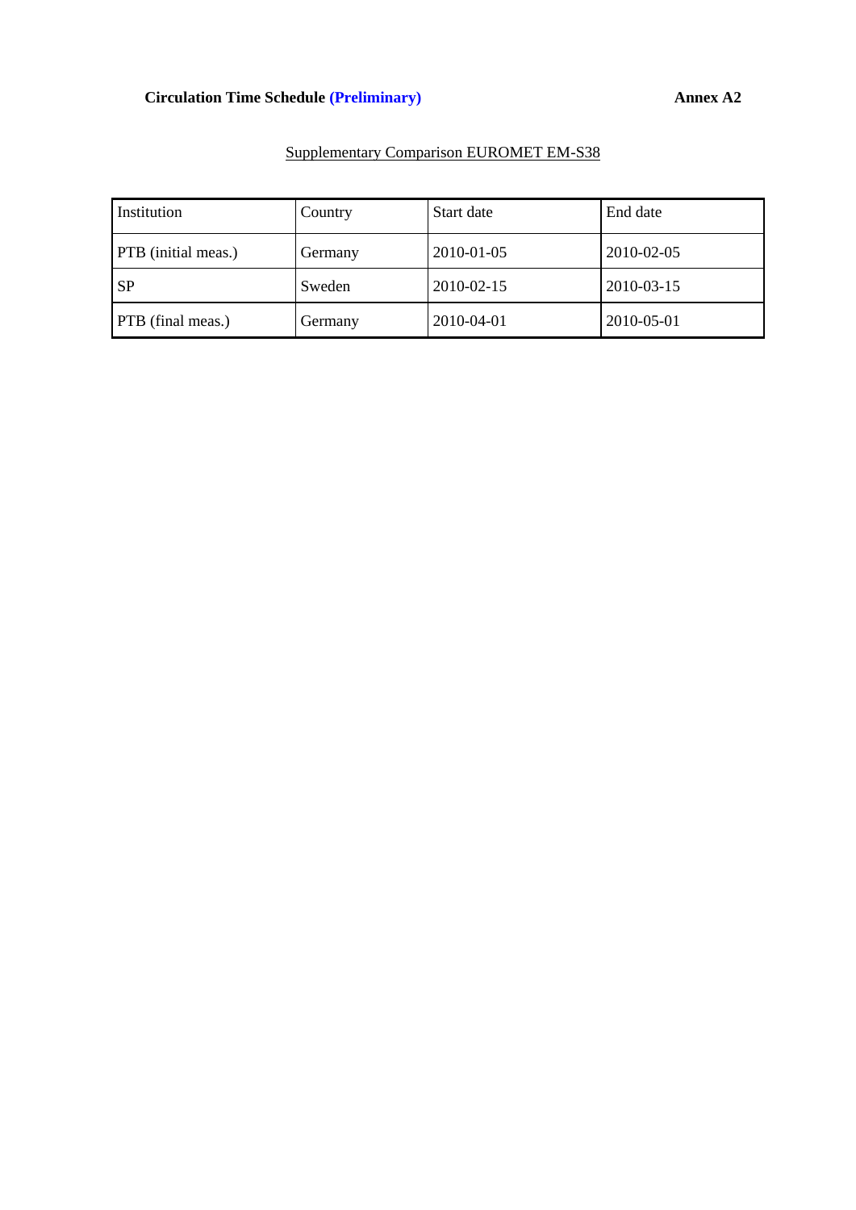**Circulation Time Schedule (Preliminary)** **Annex A2**

Supplementary Comparison EUROMET EM-S38

| Institution | Country | Start date | End date |
|---|---|---|---|
| PTB (initial meas.) | Germany | 2010-01-05 | 2010-02-05 |
| SP | Sweden | 2010-02-15 | 2010-03-15 |
| PTB (final meas.) | Germany | 2010-04-01 | 2010-05-01 |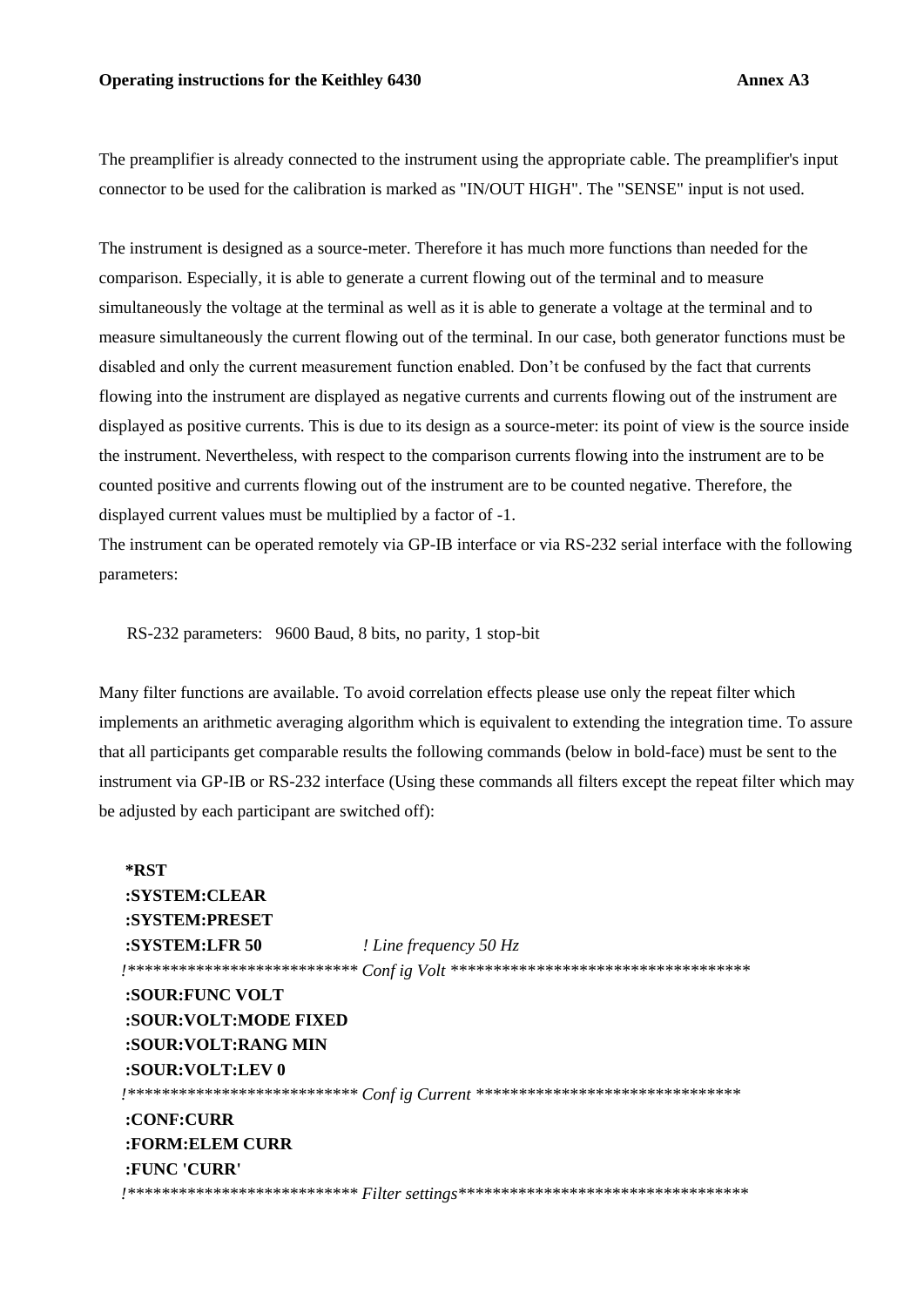The preamplifier is already connected to the instrument using the appropriate cable. The preamplifier's input connector to be used for the calibration is marked as "IN/OUT HIGH". The "SENSE" input is not used.

The instrument is designed as a source-meter. Therefore it has much more functions than needed for the comparison. Especially, it is able to generate a current flowing out of the terminal and to measure simultaneously the voltage at the terminal as well as it is able to generate a voltage at the terminal and to measure simultaneously the current flowing out of the terminal. In our case, both generator functions must be disabled and only the current measurement function enabled. Don't be confused by the fact that currents flowing into the instrument are displayed as negative currents and currents flowing out of the instrument are displayed as positive currents. This is due to its design as a source-meter: its point of view is the source inside the instrument. Nevertheless, with respect to the comparison currents flowing into the instrument are to be counted positive and currents flowing out of the instrument are to be counted negative. Therefore, the displayed current values must be multiplied by a factor of -1.
The instrument can be operated remotely via GP-IB interface or via RS-232 serial interface with the following parameters:

RS-232 parameters: 9600 Baud, 8 bits, no parity, 1 stop-bit

Many filter functions are available. To avoid correlation effects please use only the repeat filter which implements an arithmetic averaging algorithm which is equivalent to extending the integration time. To assure that all participants get comparable results the following commands (below in bold-face) must be sent to the instrument via GP-IB or RS-232 interface (Using these commands all filters except the repeat filter which may be adjusted by each participant are switched off):

```
*RST
:SYSTEM:CLEAR
:SYSTEM:PRESET
:SYSTEM:LFR 50              ! Line frequency 50 Hz
!*************************** Conf ig Volt ***********************************
:SOUR:FUNC VOLT
:SOUR:VOLT:MODE FIXED
:SOUR:VOLT:RANG MIN
:SOUR:VOLT:LEV 0
!*************************** Conf ig Current *******************************
:CONF:CURR
:FORM:ELEM CURR
:FUNC 'CURR'
!*************************** Filter settings**********************************
```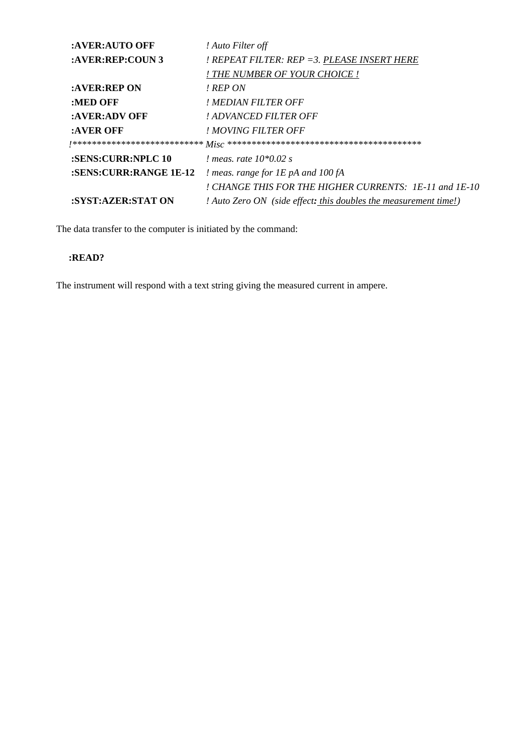| | |
|---|---|
| **:AVER:AUTO OFF** | *! Auto Filter off* |
| **:AVER:REP:COUN 3** | *! REPEAT FILTER: REP =3. PLEASE INSERT HERE ! THE NUMBER OF YOUR CHOICE !* |
| **:AVER:REP ON** | *! REP ON* |
| **:MED OFF** | *! MEDIAN FILTER OFF* |
| **:AVER:ADV OFF** | *! ADVANCED FILTER OFF* |
| **:AVER OFF** | *! MOVING FILTER OFF* |
| *!***************************** | *Misc ****************************************** |
| **:SENS:CURR:NPLC 10** | *! meas. rate 10*0.02 s* |
| **:SENS:CURR:RANGE 1E-12** | *! meas. range for 1E pA and 100 fA ! CHANGE THIS FOR THE HIGHER CURRENTS: 1E-11 and 1E-10* |
| **:SYST:AZER:STAT ON** | *! Auto Zero ON (side effect: this doubles the measurement time!)* |

The data transfer to the computer is initiated by the command:

**:READ?**

The instrument will respond with a text string giving the measured current in ampere.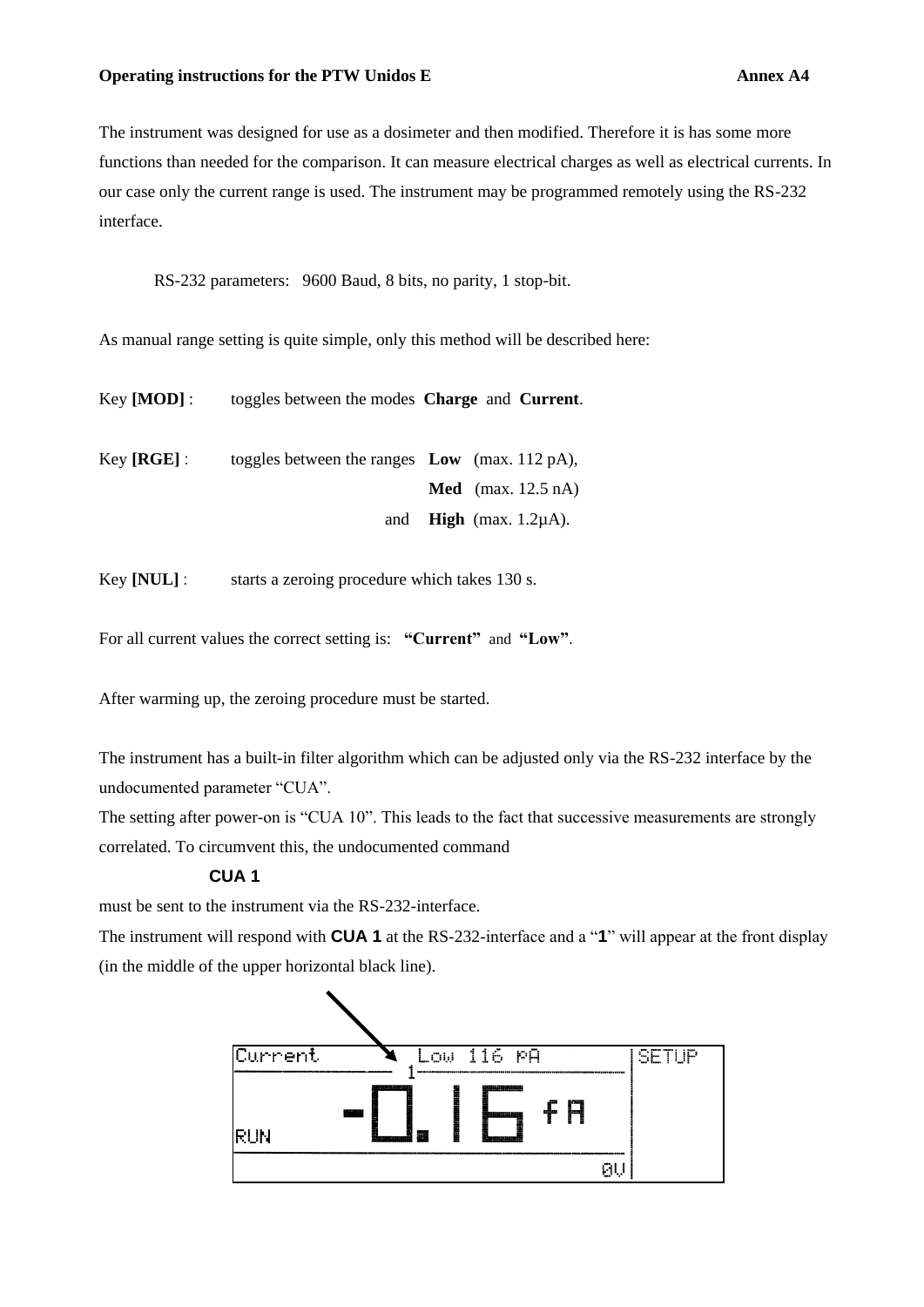The instrument was designed for use as a dosimeter and then modified. Therefore it is has some more functions than needed for the comparison. It can measure electrical charges as well as electrical currents. In our case only the current range is used. The instrument may be programmed remotely using the RS-232 interface.

RS-232 parameters: 9600 Baud, 8 bits, no parity, 1 stop-bit.

As manual range setting is quite simple, only this method will be described here:

Key **[MOD]** : toggles between the modes **Charge** and **Current**.

Key **[RGE]** : toggles between the ranges **Low** (max. 112 pA), **Med** (max. 12.5 nA) and **High** (max. 1.2µA).

Key **[NUL]** : starts a zeroing procedure which takes 130 s.

For all current values the correct setting is: **"Current"** and **"Low"**.

After warming up, the zeroing procedure must be started.

The instrument has a built-in filter algorithm which can be adjusted only via the RS-232 interface by the undocumented parameter "CUA".

The setting after power-on is "CUA 10". This leads to the fact that successive measurements are strongly correlated. To circumvent this, the undocumented command

**CUA 1**

must be sent to the instrument via the RS-232-interface.

The instrument will respond with **CUA 1** at the RS-232-interface and a "**1**" will appear at the front display (in the middle of the upper horizontal black line).

Current 1 Low 116 pA SETUP
RUN -0.16 fA
0V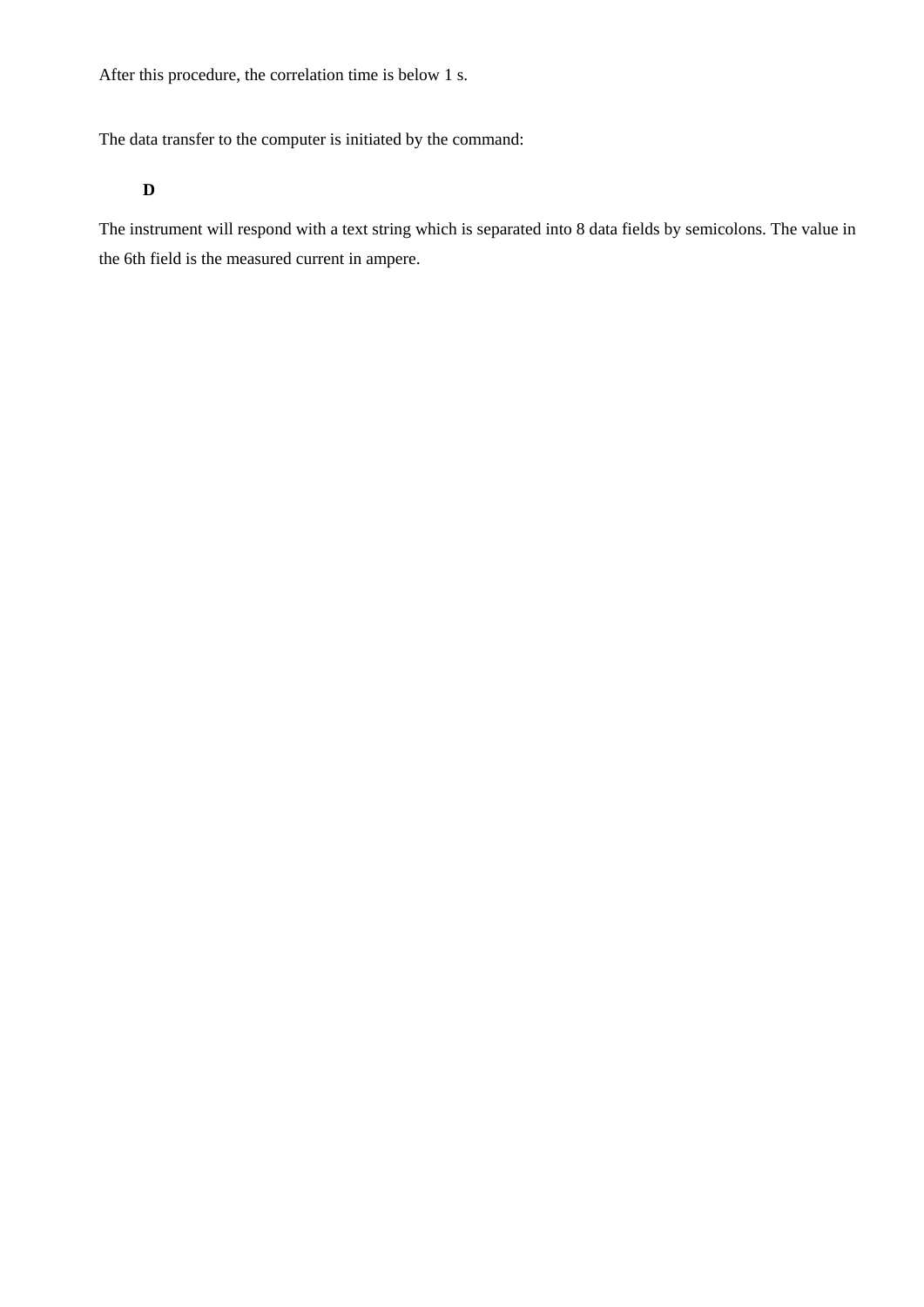After this procedure, the correlation time is below 1 s.

The data transfer to the computer is initiated by the command:

**D**

The instrument will respond with a text string which is separated into 8 data fields by semicolons. The value in the 6th field is the measured current in ampere.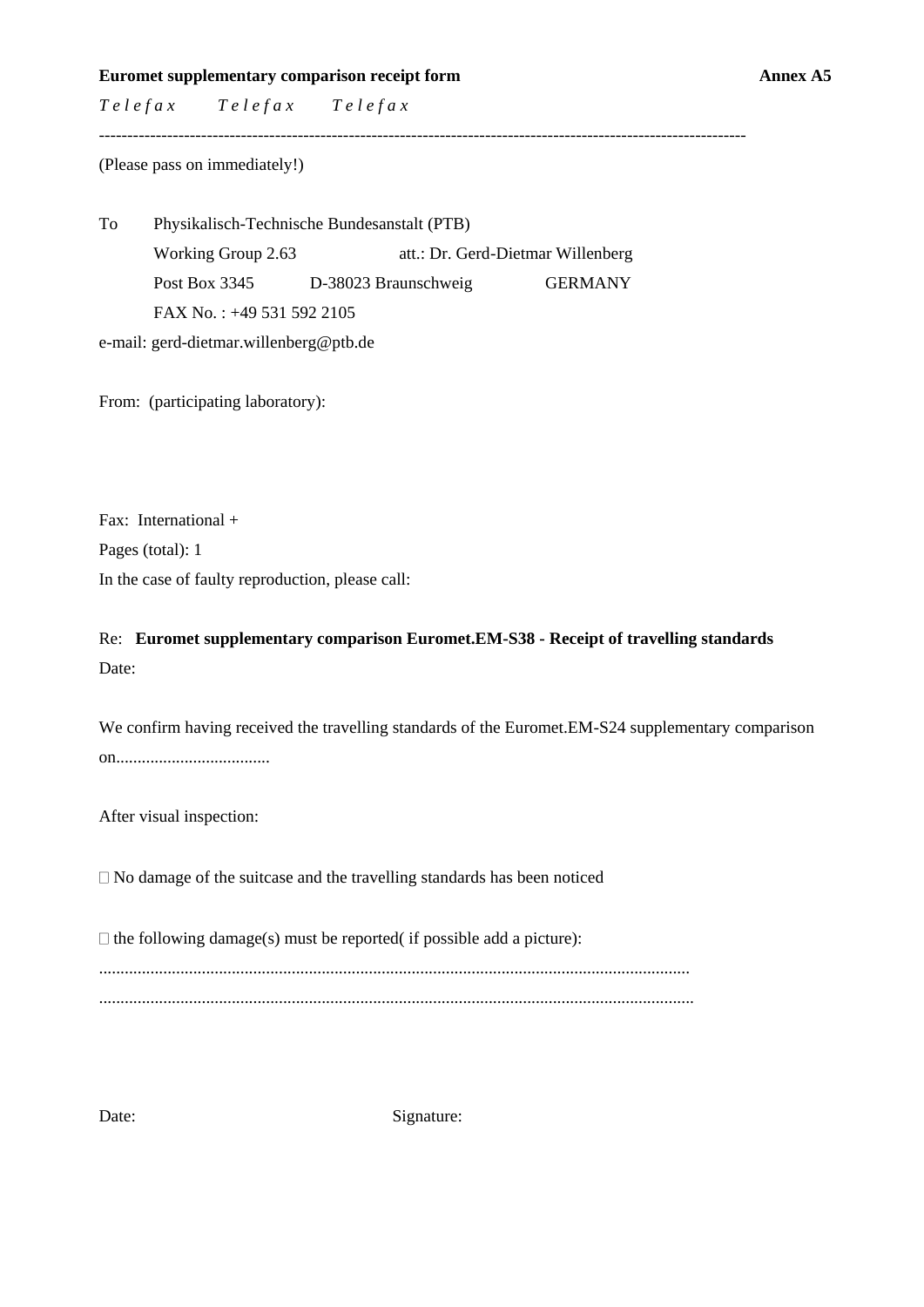**Euromet supplementary comparison receipt form** **Annex A5**

*T e l e f a x      T e l e f a x      T e l e f a x*

---------------------------------------------------------------------------------------------------------------

(Please pass on immediately!)

To Physikalisch-Technische Bundesanstalt (PTB)
Working Group 2.63 att.: Dr. Gerd-Dietmar Willenberg
Post Box 3345 D-38023 Braunschweig GERMANY
FAX No. : +49 531 592 2105

e-mail: gerd-dietmar.willenberg@ptb.de

From: (participating laboratory):

Fax: International +

Pages (total): 1

In the case of faulty reproduction, please call:

Re: **Euromet supplementary comparison Euromet.EM-S38 - Receipt of travelling standards**

Date:

We confirm having received the travelling standards of the Euromet.EM-S24 supplementary comparison on....................................

After visual inspection:

□ No damage of the suitcase and the travelling standards has been noticed

□ the following damage(s) must be reported( if possible add a picture):

..........................................................................................................................................

..........................................................................................................................................

Date: Signature: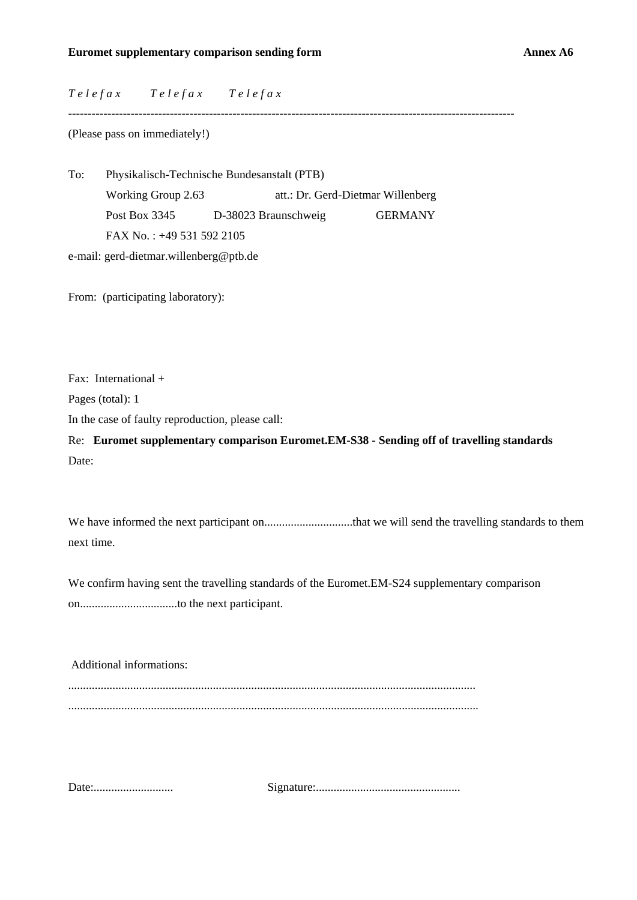**Euromet supplementary comparison sending form** **Annex A6**

*T e l e f a x    T e l e f a x    T e l e f a x*

---

(Please pass on immediately!)

To: Physikalisch-Technische Bundesanstalt (PTB)
Working Group 2.63 att.: Dr. Gerd-Dietmar Willenberg
Post Box 3345 D-38023 Braunschweig GERMANY
FAX No. : +49 531 592 2105
e-mail: gerd-dietmar.willenberg@ptb.de

From: (participating laboratory):

Fax: International +
Pages (total): 1
In the case of faulty reproduction, please call:
Re: **Euromet supplementary comparison Euromet.EM-S38 - Sending off of travelling standards**
Date:

We have informed the next participant on.............................that we will send the travelling standards to them next time.

We confirm having sent the travelling standards of the Euromet.EM-S24 supplementary comparison on.................................to the next participant.

Additional informations:
.........................................................................................................................................
.........................................................................................................................................

Date:........................... Signature:.................................................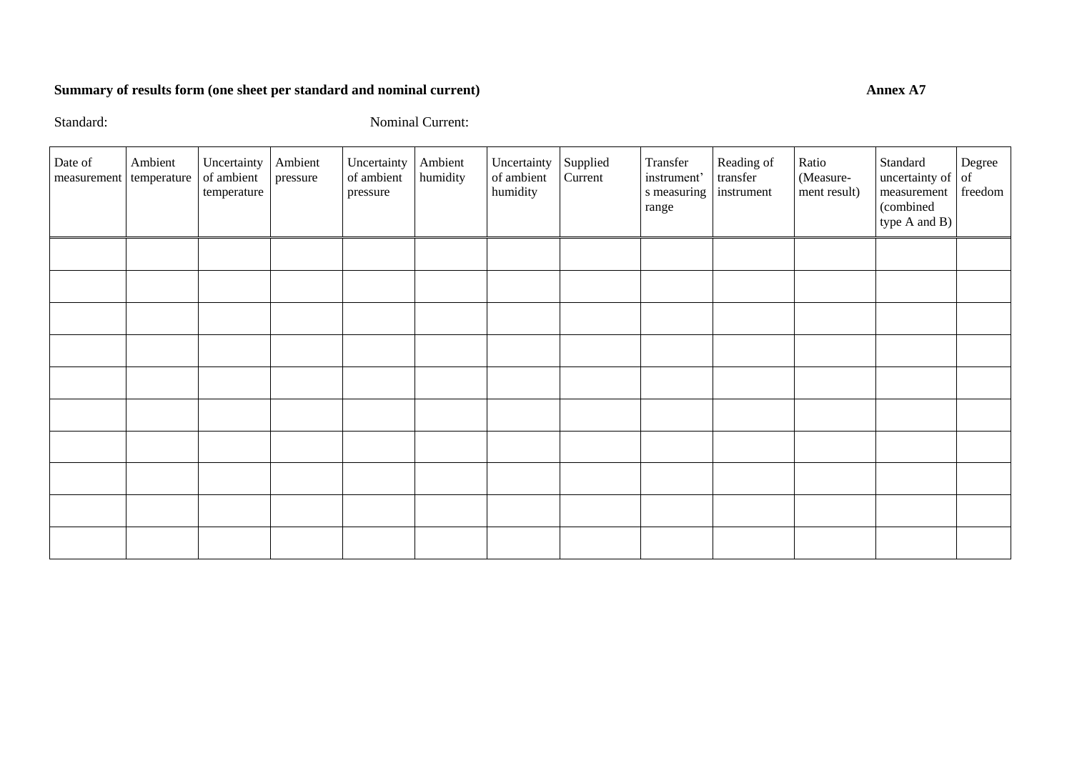**Summary of results form (one sheet per standard and nominal current)** **Annex A7**

Standard: Nominal Current:

| Date of measurement | Ambient temperature | Uncertainty of ambient temperature | Ambient pressure | Uncertainty of ambient pressure | Ambient humidity | Uncertainty of ambient humidity | Supplied Current | Transfer instrument's measuring range | Reading of transfer instrument | Ratio (Measure-ment result) | Standard uncertainty of measurement (combined type A and B) | Degree of freedom |
|---|---|---|---|---|---|---|---|---|---|---|---|---|
| | | | | | | | | | | | | |
| | | | | | | | | | | | | |
| | | | | | | | | | | | | |
| | | | | | | | | | | | | |
| | | | | | | | | | | | | |
| | | | | | | | | | | | | |
| | | | | | | | | | | | | |
| | | | | | | | | | | | | |
| | | | | | | | | | | | | |
| | | | | | | | | | | | | |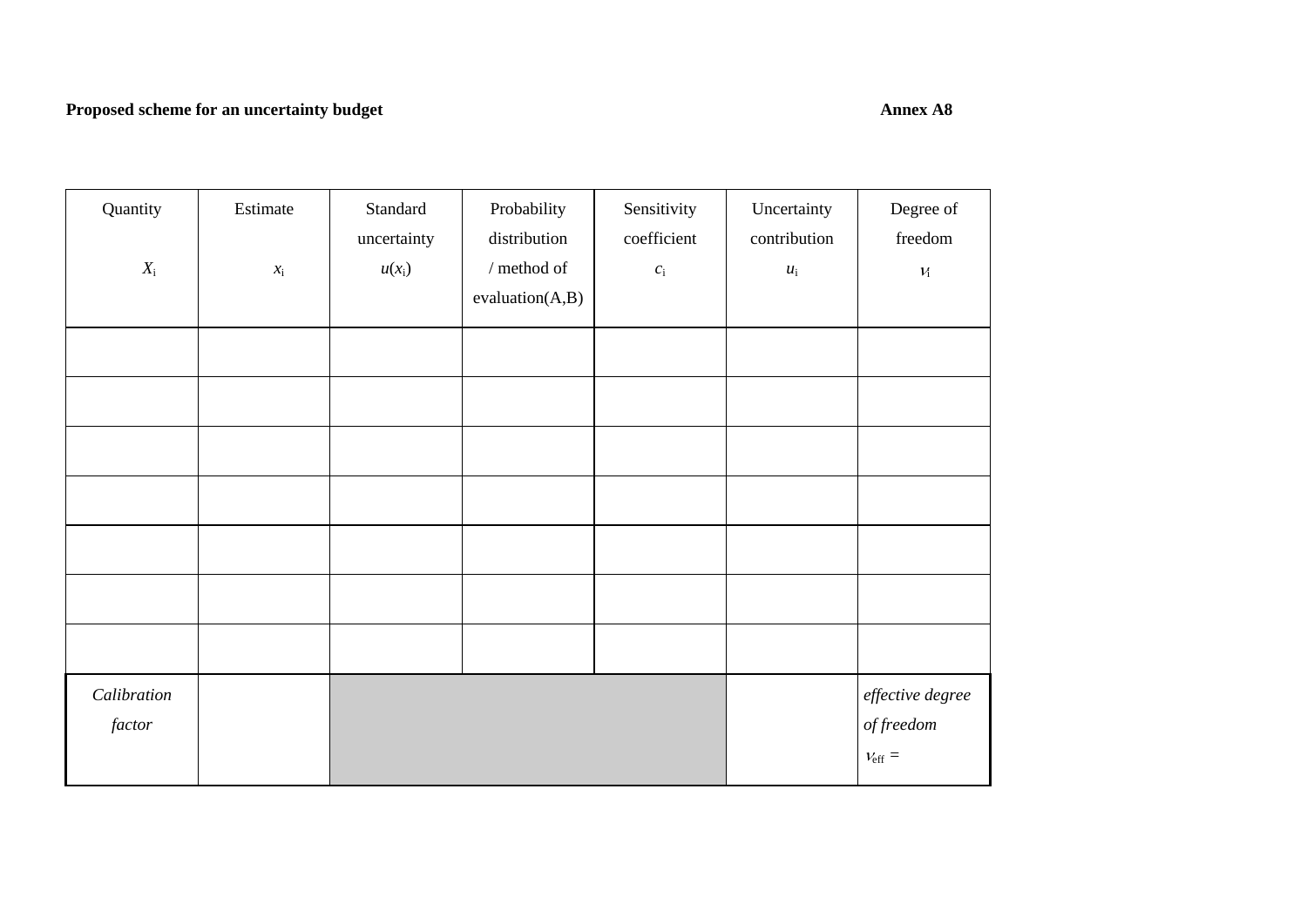**Proposed scheme for an uncertainty budget** **Annex A8**

| Quantity $X_i$ | Estimate $x_i$ | Standard uncertainty $u(x_i)$ | Probability distribution / method of evaluation(A,B) | Sensitivity coefficient $c_i$ | Uncertainty contribution $u_i$ | Degree of freedom $\nu_i$ |
|---|---|---|---|---|---|---|
| | | | | | | |
| | | | | | | |
| | | | | | | |
| | | | | | | |
| | | | | | | |
| | | | | | | |
| | | | | | | |
| *Calibration factor* | | | | | | *effective degree of freedom* $\nu_{eff}$ = |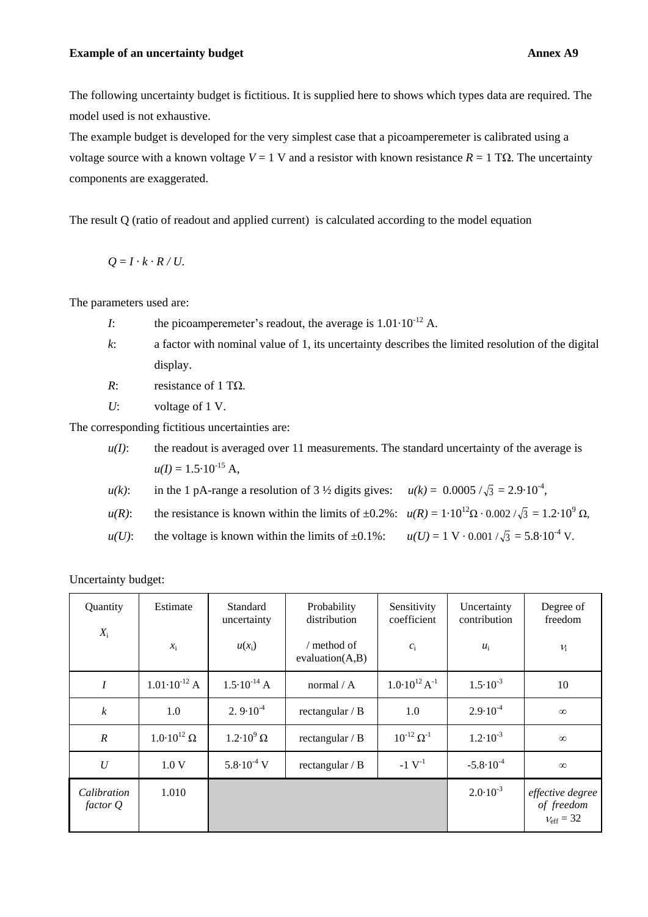**Example of an uncertainty budget** **Annex A9**

The following uncertainty budget is fictitious. It is supplied here to shows which types data are required. The model used is not exhaustive.
The example budget is developed for the very simplest case that a picoamperemeter is calibrated using a voltage source with a known voltage $V = 1$ V and a resistor with known resistance $R = 1$ TΩ. The uncertainty components are exaggerated.

The result Q (ratio of readout and applied current) is calculated according to the model equation

$$Q = I \cdot k \cdot R / U.$$

The parameters used are:

- $I$: the picoamperemeter's readout, the average is $1.01 \cdot 10^{-12}$ A.
- $k$: a factor with nominal value of 1, its uncertainty describes the limited resolution of the digital display.
- $R$: resistance of 1 TΩ.
- $U$: voltage of 1 V.

The corresponding fictitious uncertainties are:

- $u(I)$: the readout is averaged over 11 measurements. The standard uncertainty of the average is $u(I) = 1.5 \cdot 10^{-15}$ A,
- $u(k)$: in the 1 pA-range a resolution of 3 ½ digits gives: $u(k) = 0.0005 / \sqrt{3} = 2.9 \cdot 10^{-4}$,
- $u(R)$: the resistance is known within the limits of ±0.2%: $u(R) = 1 \cdot 10^{12} \Omega \cdot 0.002 / \sqrt{3} = 1.2 \cdot 10^{9}\ \Omega$,
- $u(U)$: the voltage is known within the limits of ±0.1%: $u(U) = 1\ \text{V} \cdot 0.001 / \sqrt{3} = 5.8 \cdot 10^{-4}$ V.

Uncertainty budget:

| Quantity $X_i$ | Estimate $x_i$ | Standard uncertainty $u(x_i)$ | Probability distribution / method of evaluation(A,B) | Sensitivity coefficient $c_i$ | Uncertainty contribution $u_i$ | Degree of freedom $\nu_i$ |
|---|---|---|---|---|---|---|
| $I$ | $1.01 \cdot 10^{-12}$ A | $1.5 \cdot 10^{-14}$ A | normal / A | $1.0 \cdot 10^{12}$ A$^{-1}$ | $1.5 \cdot 10^{-3}$ | 10 |
| $k$ | 1.0 | $2.9 \cdot 10^{-4}$ | rectangular / B | 1.0 | $2.9 \cdot 10^{-4}$ | ∞ |
| $R$ | $1.0 \cdot 10^{12}$ Ω | $1.2 \cdot 10^{9}$ Ω | rectangular / B | $10^{-12}$ Ω$^{-1}$ | $1.2 \cdot 10^{-3}$ | ∞ |
| $U$ | 1.0 V | $5.8 \cdot 10^{-4}$ V | rectangular / B | -1 V$^{-1}$ | $-5.8 \cdot 10^{-4}$ | ∞ |
| *Calibration factor Q* | 1.010 | | | | $2.0 \cdot 10^{-3}$ | *effective degree of freedom* $\nu_{eff} = 32$ |